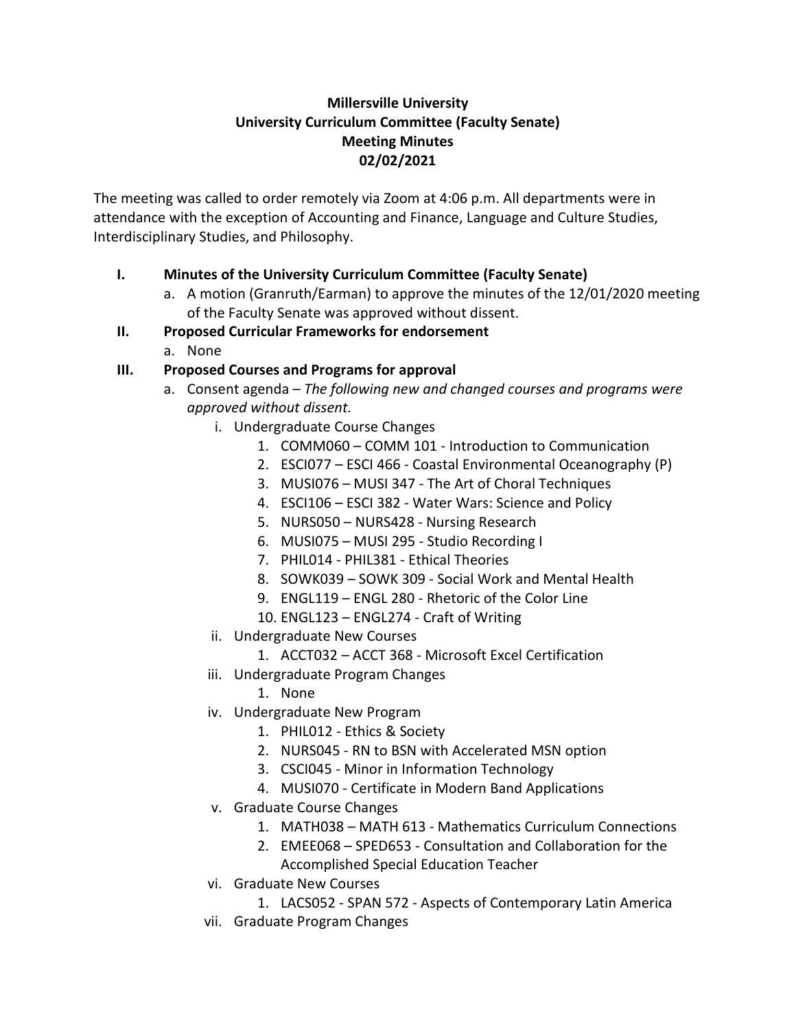**Millersville University**
**University Curriculum Committee (Faculty Senate)**
**Meeting Minutes**
**02/02/2021**

The meeting was called to order remotely via Zoom at 4:06 p.m. All departments were in attendance with the exception of Accounting and Finance, Language and Culture Studies, Interdisciplinary Studies, and Philosophy.

- **I. Minutes of the University Curriculum Committee (Faculty Senate)**
  - a. A motion (Granruth/Earman) to approve the minutes of the 12/01/2020 meeting of the Faculty Senate was approved without dissent.
- **II. Proposed Curricular Frameworks for endorsement**
  - a. None
- **III. Proposed Courses and Programs for approval**
  - a. Consent agenda – *The following new and changed courses and programs were approved without dissent.*
    - i. Undergraduate Course Changes
      1. COMM060 – COMM 101 - Introduction to Communication
      2. ESCI077 – ESCI 466 - Coastal Environmental Oceanography (P)
      3. MUSI076 – MUSI 347 - The Art of Choral Techniques
      4. ESCI106 – ESCI 382 - Water Wars: Science and Policy
      5. NURS050 – NURS428 - Nursing Research
      6. MUSI075 – MUSI 295 - Studio Recording I
      7. PHIL014 - PHIL381 - Ethical Theories
      8. SOWK039 – SOWK 309 - Social Work and Mental Health
      9. ENGL119 – ENGL 280 - Rhetoric of the Color Line
      10. ENGL123 – ENGL274 - Craft of Writing
    - ii. Undergraduate New Courses
      1. ACCT032 – ACCT 368 - Microsoft Excel Certification
    - iii. Undergraduate Program Changes
      1. None
    - iv. Undergraduate New Program
      1. PHIL012 - Ethics & Society
      2. NURS045 - RN to BSN with Accelerated MSN option
      3. CSCI045 - Minor in Information Technology
      4. MUSI070 - Certificate in Modern Band Applications
    - v. Graduate Course Changes
      1. MATH038 – MATH 613 - Mathematics Curriculum Connections
      2. EMEE068 – SPED653 - Consultation and Collaboration for the Accomplished Special Education Teacher
    - vi. Graduate New Courses
      1. LACS052 - SPAN 572 - Aspects of Contemporary Latin America
    - vii. Graduate Program Changes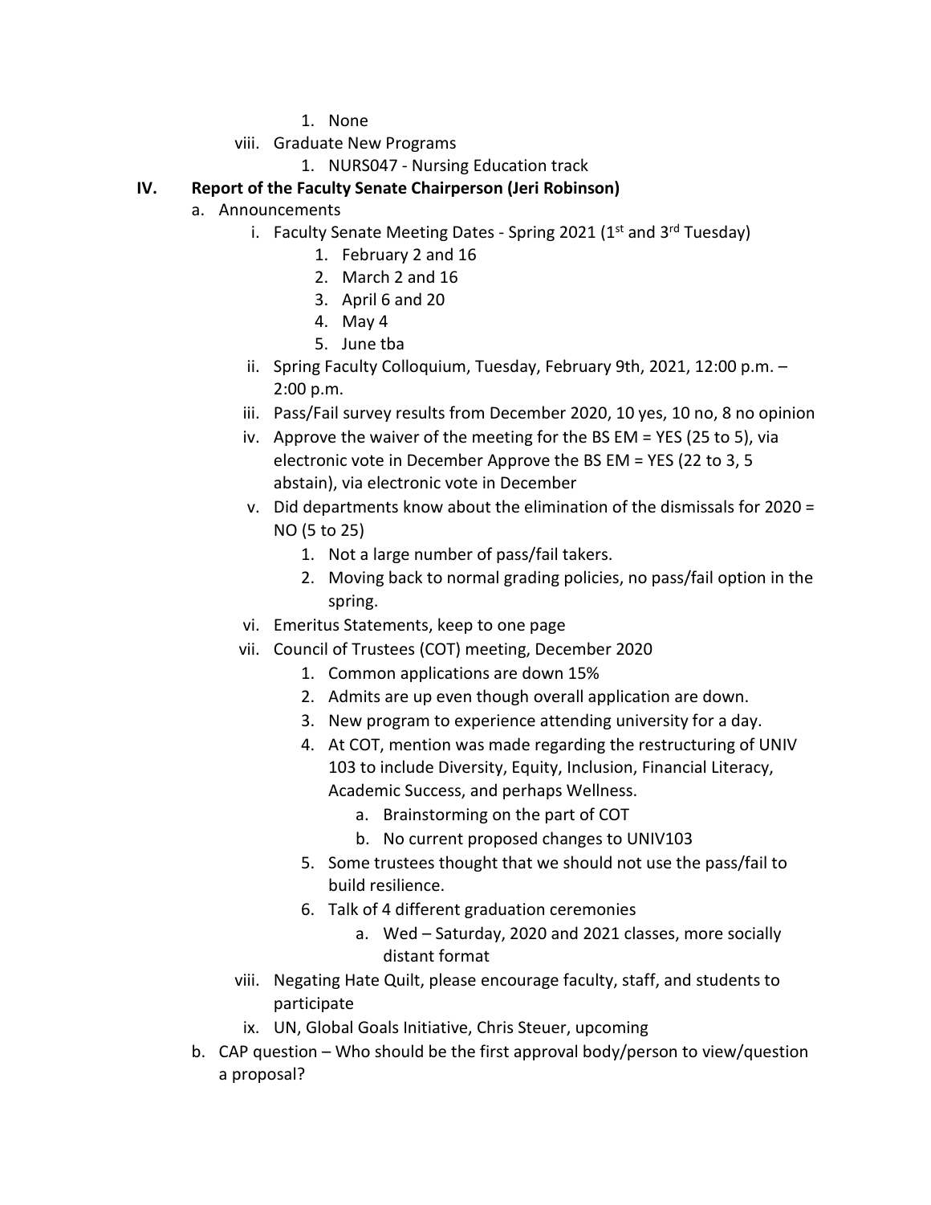1. None

viii. Graduate New Programs

1. NURS047 - Nursing Education track

## IV. Report of the Faculty Senate Chairperson (Jeri Robinson)

a. Announcements

i. Faculty Senate Meeting Dates - Spring 2021 (1st and 3rd Tuesday)

1. February 2 and 16
2. March 2 and 16
3. April 6 and 20
4. May 4
5. June tba

ii. Spring Faculty Colloquium, Tuesday, February 9th, 2021, 12:00 p.m. – 2:00 p.m.

iii. Pass/Fail survey results from December 2020, 10 yes, 10 no, 8 no opinion

iv. Approve the waiver of the meeting for the BS EM = YES (25 to 5), via electronic vote in December Approve the BS EM = YES (22 to 3, 5 abstain), via electronic vote in December

v. Did departments know about the elimination of the dismissals for 2020 = NO (5 to 25)

1. Not a large number of pass/fail takers.
2. Moving back to normal grading policies, no pass/fail option in the spring.

vi. Emeritus Statements, keep to one page

vii. Council of Trustees (COT) meeting, December 2020

1. Common applications are down 15%
2. Admits are up even though overall application are down.
3. New program to experience attending university for a day.
4. At COT, mention was made regarding the restructuring of UNIV 103 to include Diversity, Equity, Inclusion, Financial Literacy, Academic Success, and perhaps Wellness.
   a. Brainstorming on the part of COT
   b. No current proposed changes to UNIV103
5. Some trustees thought that we should not use the pass/fail to build resilience.
6. Talk of 4 different graduation ceremonies
   a. Wed – Saturday, 2020 and 2021 classes, more socially distant format

viii. Negating Hate Quilt, please encourage faculty, staff, and students to participate

ix. UN, Global Goals Initiative, Chris Steuer, upcoming

b. CAP question – Who should be the first approval body/person to view/question a proposal?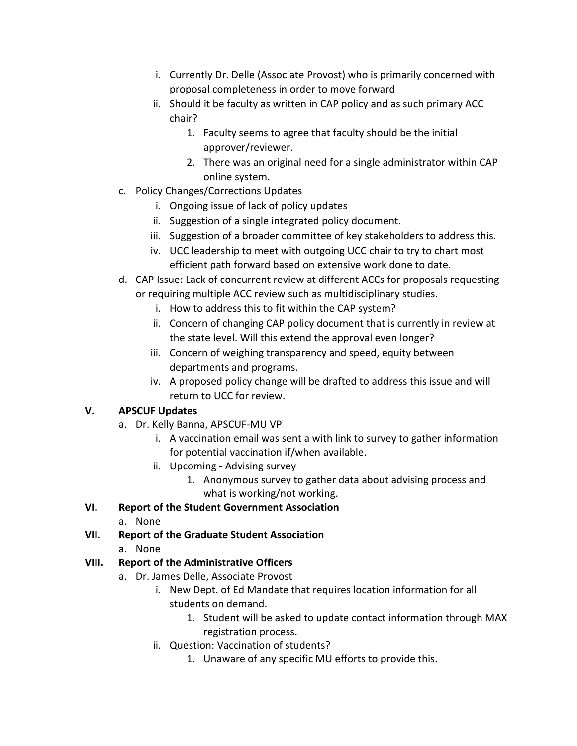i. Currently Dr. Delle (Associate Provost) who is primarily concerned with proposal completeness in order to move forward
      ii. Should it be faculty as written in CAP policy and as such primary ACC chair?
         1. Faculty seems to agree that faculty should be the initial approver/reviewer.
         2. There was an original need for a single administrator within CAP online system.
   c. Policy Changes/Corrections Updates
      i. Ongoing issue of lack of policy updates
      ii. Suggestion of a single integrated policy document.
      iii. Suggestion of a broader committee of key stakeholders to address this.
      iv. UCC leadership to meet with outgoing UCC chair to try to chart most efficient path forward based on extensive work done to date.
   d. CAP Issue: Lack of concurrent review at different ACCs for proposals requesting or requiring multiple ACC review such as multidisciplinary studies.
      i. How to address this to fit within the CAP system?
      ii. Concern of changing CAP policy document that is currently in review at the state level. Will this extend the approval even longer?
      iii. Concern of weighing transparency and speed, equity between departments and programs.
      iv. A proposed policy change will be drafted to address this issue and will return to UCC for review.

**V. APSCUF Updates**

   a. Dr. Kelly Banna, APSCUF-MU VP
      i. A vaccination email was sent a with link to survey to gather information for potential vaccination if/when available.
      ii. Upcoming - Advising survey
         1. Anonymous survey to gather data about advising process and what is working/not working.

**VI. Report of the Student Government Association**

   a. None

**VII. Report of the Graduate Student Association**

   a. None

**VIII. Report of the Administrative Officers**

   a. Dr. James Delle, Associate Provost
      i. New Dept. of Ed Mandate that requires location information for all students on demand.
         1. Student will be asked to update contact information through MAX registration process.
      ii. Question: Vaccination of students?
         1. Unaware of any specific MU efforts to provide this.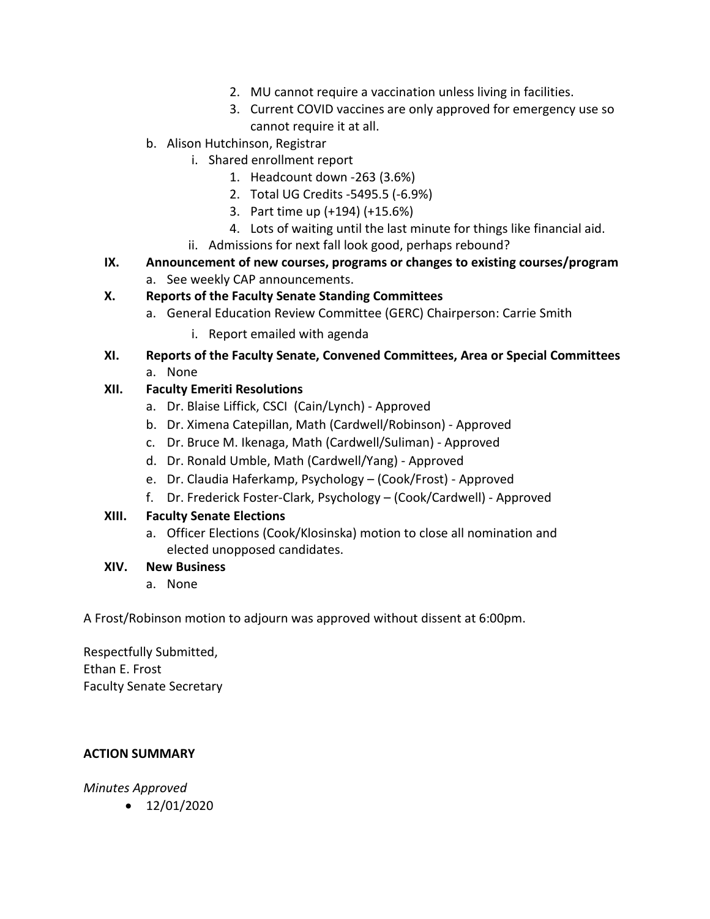2. MU cannot require a vaccination unless living in facilities.
3. Current COVID vaccines are only approved for emergency use so cannot require it at all.

b. Alison Hutchinson, Registrar
   i. Shared enrollment report
      1. Headcount down -263 (3.6%)
      2. Total UG Credits -5495.5 (-6.9%)
      3. Part time up (+194) (+15.6%)
      4. Lots of waiting until the last minute for things like financial aid.
   ii. Admissions for next fall look good, perhaps rebound?

**IX. Announcement of new courses, programs or changes to existing courses/program**

a. See weekly CAP announcements.

**X. Reports of the Faculty Senate Standing Committees**

a. General Education Review Committee (GERC) Chairperson: Carrie Smith
   i. Report emailed with agenda

**XI. Reports of the Faculty Senate, Convened Committees, Area or Special Committees**

a. None

**XII. Faculty Emeriti Resolutions**

a. Dr. Blaise Liffick, CSCI (Cain/Lynch) - Approved
b. Dr. Ximena Catepillan, Math (Cardwell/Robinson) - Approved
c. Dr. Bruce M. Ikenaga, Math (Cardwell/Suliman) - Approved
d. Dr. Ronald Umble, Math (Cardwell/Yang) - Approved
e. Dr. Claudia Haferkamp, Psychology – (Cook/Frost) - Approved
f. Dr. Frederick Foster-Clark, Psychology – (Cook/Cardwell) - Approved

**XIII. Faculty Senate Elections**

a. Officer Elections (Cook/Klosinska) motion to close all nomination and elected unopposed candidates.

**XIV. New Business**

a. None

A Frost/Robinson motion to adjourn was approved without dissent at 6:00pm.

Respectfully Submitted,
Ethan E. Frost
Faculty Senate Secretary

**ACTION SUMMARY**

*Minutes Approved*

- 12/01/2020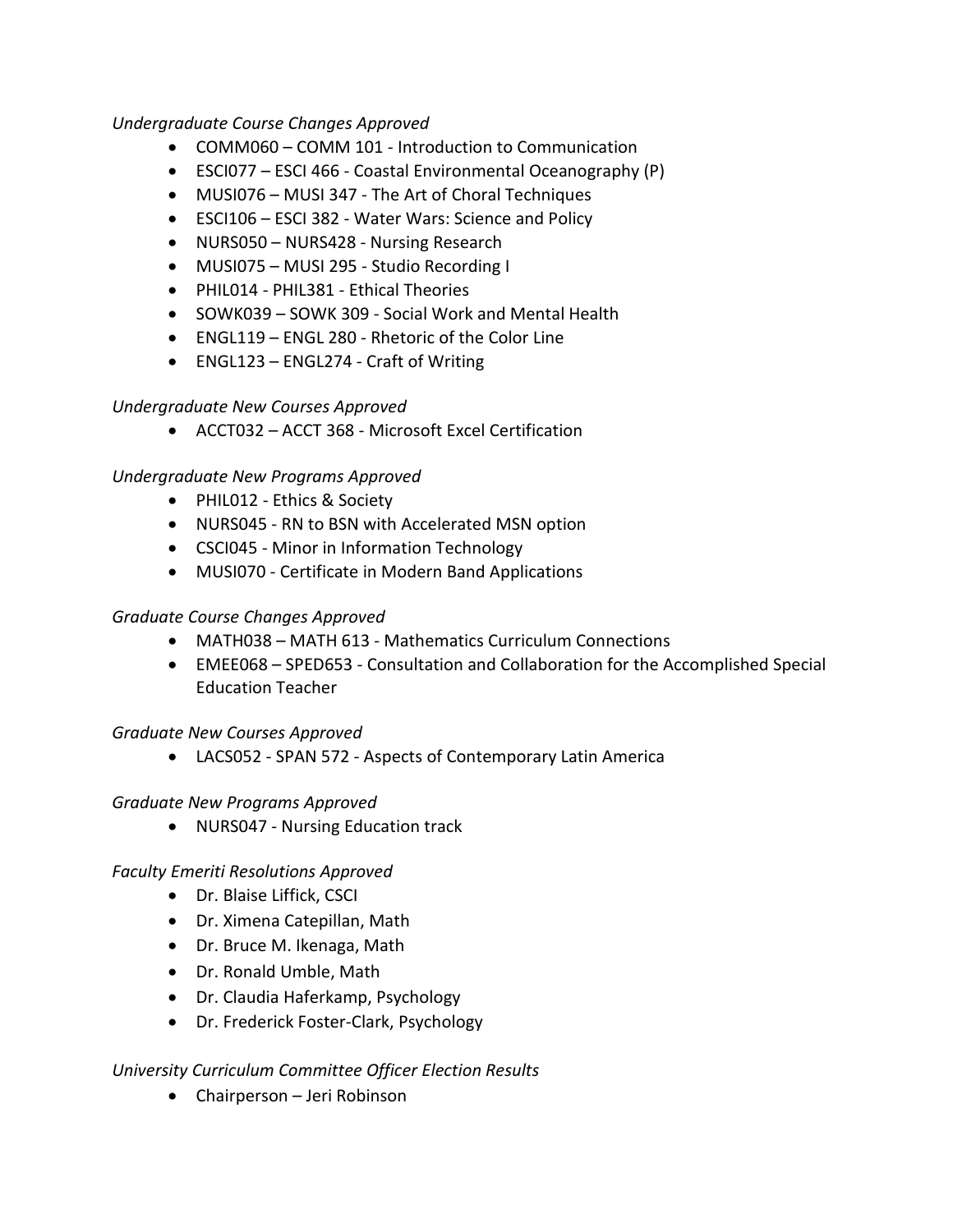*Undergraduate Course Changes Approved*

- COMM060 – COMM 101 - Introduction to Communication
- ESCI077 – ESCI 466 - Coastal Environmental Oceanography (P)
- MUSI076 – MUSI 347 - The Art of Choral Techniques
- ESCI106 – ESCI 382 - Water Wars: Science and Policy
- NURS050 – NURS428 - Nursing Research
- MUSI075 – MUSI 295 - Studio Recording I
- PHIL014 - PHIL381 - Ethical Theories
- SOWK039 – SOWK 309 - Social Work and Mental Health
- ENGL119 – ENGL 280 - Rhetoric of the Color Line
- ENGL123 – ENGL274 - Craft of Writing

*Undergraduate New Courses Approved*

- ACCT032 – ACCT 368 - Microsoft Excel Certification

*Undergraduate New Programs Approved*

- PHIL012 - Ethics & Society
- NURS045 - RN to BSN with Accelerated MSN option
- CSCI045 - Minor in Information Technology
- MUSI070 - Certificate in Modern Band Applications

*Graduate Course Changes Approved*

- MATH038 – MATH 613 - Mathematics Curriculum Connections
- EMEE068 – SPED653 - Consultation and Collaboration for the Accomplished Special Education Teacher

*Graduate New Courses Approved*

- LACS052 - SPAN 572 - Aspects of Contemporary Latin America

*Graduate New Programs Approved*

- NURS047 - Nursing Education track

*Faculty Emeriti Resolutions Approved*

- Dr. Blaise Liffick, CSCI
- Dr. Ximena Catepillan, Math
- Dr. Bruce M. Ikenaga, Math
- Dr. Ronald Umble, Math
- Dr. Claudia Haferkamp, Psychology
- Dr. Frederick Foster-Clark, Psychology

*University Curriculum Committee Officer Election Results*

- Chairperson – Jeri Robinson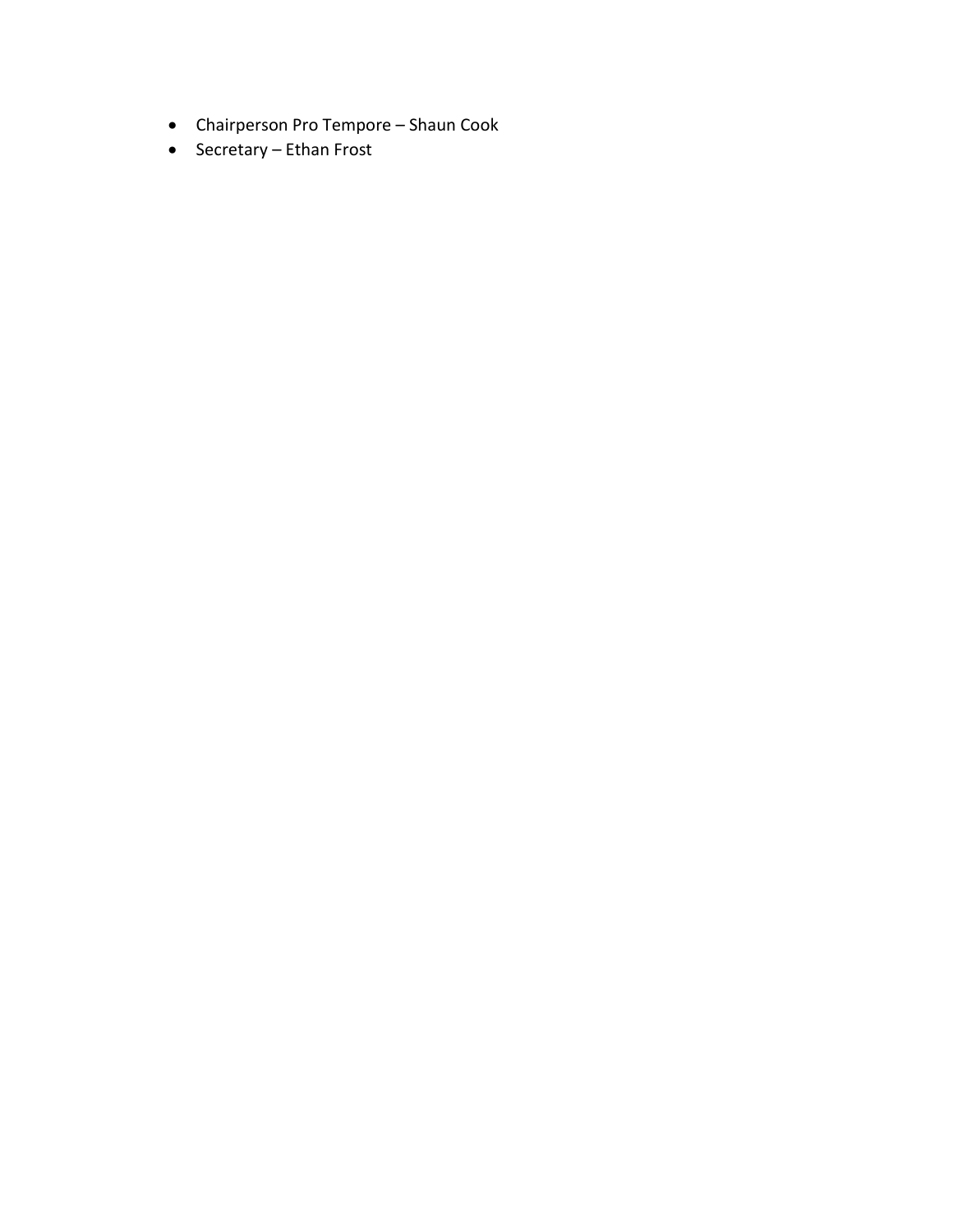- Chairperson Pro Tempore – Shaun Cook
- Secretary – Ethan Frost